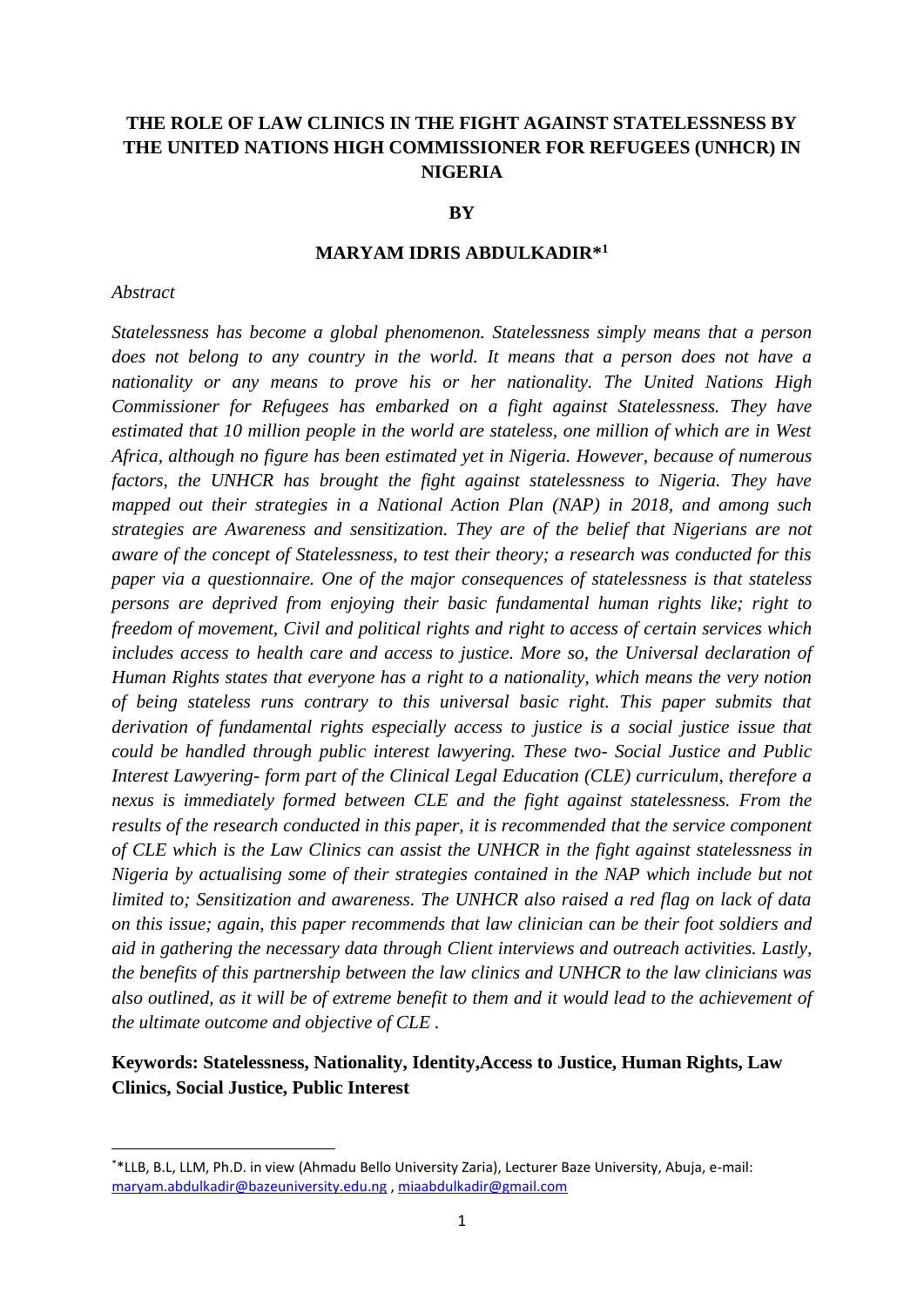# THE ROLE OF LAW CLINICS IN THE FIGHT AGAINST STATELESSNESS BY THE UNITED NATIONS HIGH COMMISSIONER FOR REFUGEES (UNHCR) IN NIGERIA

**BY**

**MARYAM IDRIS ABDULKADIR*[1]**

*Abstract*

*Statelessness has become a global phenomenon. Statelessness simply means that a person does not belong to any country in the world. It means that a person does not have a nationality or any means to prove his or her nationality. The United Nations High Commissioner for Refugees has embarked on a fight against Statelessness. They have estimated that 10 million people in the world are stateless, one million of which are in West Africa, although no figure has been estimated yet in Nigeria. However, because of numerous factors, the UNHCR has brought the fight against statelessness to Nigeria. They have mapped out their strategies in a National Action Plan (NAP) in 2018, and among such strategies are Awareness and sensitization. They are of the belief that Nigerians are not aware of the concept of Statelessness, to test their theory; a research was conducted for this paper via a questionnaire. One of the major consequences of statelessness is that stateless persons are deprived from enjoying their basic fundamental human rights like; right to freedom of movement, Civil and political rights and right to access of certain services which includes access to health care and access to justice. More so, the Universal declaration of Human Rights states that everyone has a right to a nationality, which means the very notion of being stateless runs contrary to this universal basic right. This paper submits that derivation of fundamental rights especially access to justice is a social justice issue that could be handled through public interest lawyering. These two- Social Justice and Public Interest Lawyering- form part of the Clinical Legal Education (CLE) curriculum, therefore a nexus is immediately formed between CLE and the fight against statelessness. From the results of the research conducted in this paper, it is recommended that the service component of CLE which is the Law Clinics can assist the UNHCR in the fight against statelessness in Nigeria by actualising some of their strategies contained in the NAP which include but not limited to; Sensitization and awareness. The UNHCR also raised a red flag on lack of data on this issue; again, this paper recommends that law clinician can be their foot soldiers and aid in gathering the necessary data through Client interviews and outreach activities. Lastly, the benefits of this partnership between the law clinics and UNHCR to the law clinicians was also outlined, as it will be of extreme benefit to them and it would lead to the achievement of the ultimate outcome and objective of CLE .*

**Keywords: Statelessness, Nationality, Identity,Access to Justice, Human Rights, Law Clinics, Social Justice, Public Interest**

---

[1] *LLB, B.L, LLM, Ph.D. in view (Ahmadu Bello University Zaria), Lecturer Baze University, Abuja, e-mail: maryam.abdulkadir@bazeuniversity.edu.ng , miaabdulkadir@gmail.com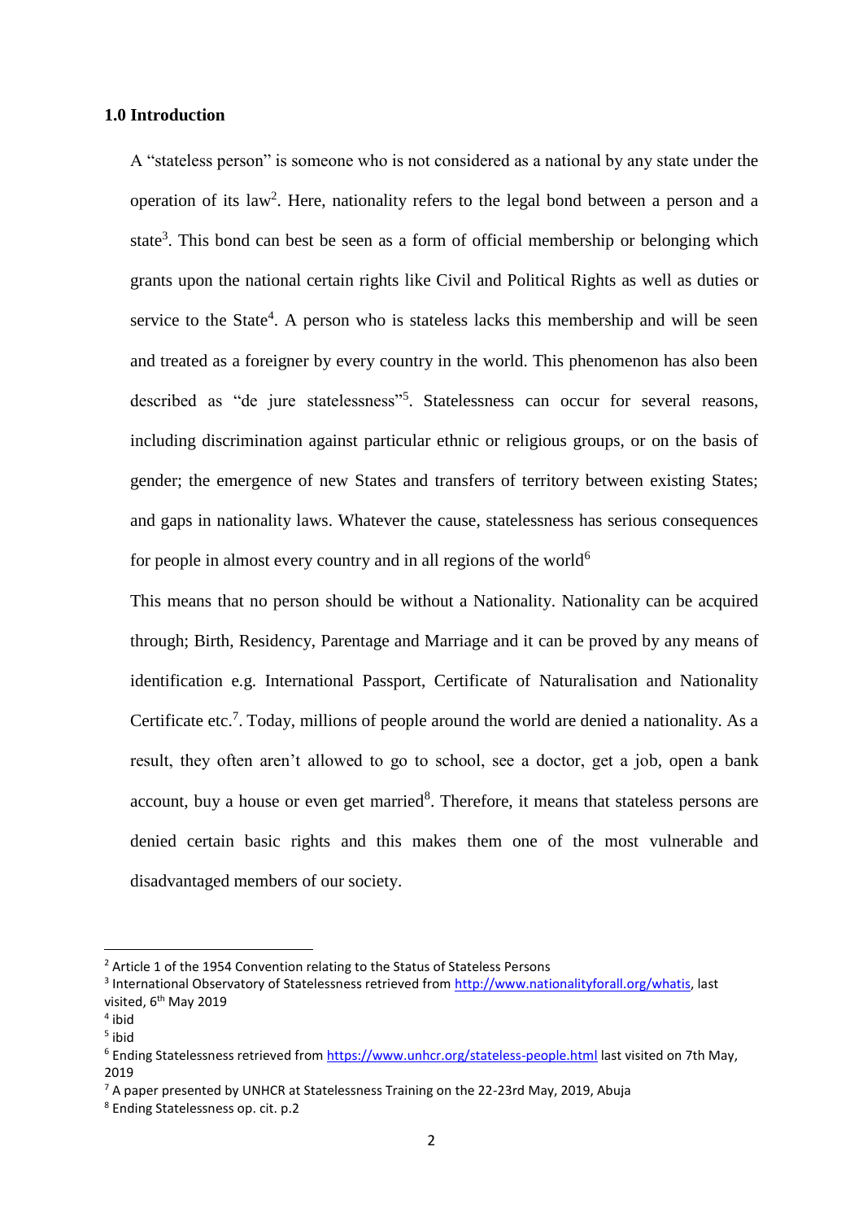## 1.0 Introduction

A "stateless person" is someone who is not considered as a national by any state under the operation of its law[2]. Here, nationality refers to the legal bond between a person and a state[3]. This bond can best be seen as a form of official membership or belonging which grants upon the national certain rights like Civil and Political Rights as well as duties or service to the State[4]. A person who is stateless lacks this membership and will be seen and treated as a foreigner by every country in the world. This phenomenon has also been described as "de jure statelessness"[5]. Statelessness can occur for several reasons, including discrimination against particular ethnic or religious groups, or on the basis of gender; the emergence of new States and transfers of territory between existing States; and gaps in nationality laws. Whatever the cause, statelessness has serious consequences for people in almost every country and in all regions of the world[6]

This means that no person should be without a Nationality. Nationality can be acquired through; Birth, Residency, Parentage and Marriage and it can be proved by any means of identification e.g. International Passport, Certificate of Naturalisation and Nationality Certificate etc.[7]. Today, millions of people around the world are denied a nationality. As a result, they often aren't allowed to go to school, see a doctor, get a job, open a bank account, buy a house or even get married[8]. Therefore, it means that stateless persons are denied certain basic rights and this makes them one of the most vulnerable and disadvantaged members of our society.

---

[2] Article 1 of the 1954 Convention relating to the Status of Stateless Persons

[3] International Observatory of Statelessness retrieved from http://www.nationalityforall.org/whatis, last visited, 6th May 2019

[4] ibid

[5] ibid

[6] Ending Statelessness retrieved from https://www.unhcr.org/stateless-people.html last visited on 7th May, 2019

[7] A paper presented by UNHCR at Statelessness Training on the 22-23rd May, 2019, Abuja

[8] Ending Statelessness op. cit. p.2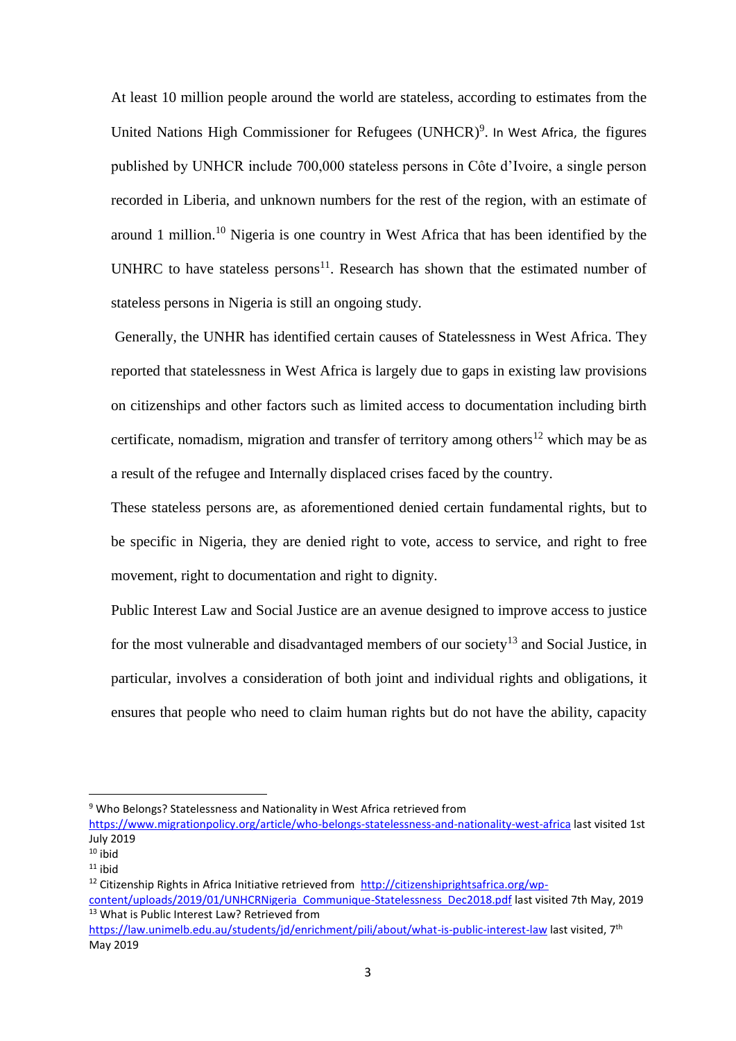At least 10 million people around the world are stateless, according to estimates from the United Nations High Commissioner for Refugees (UNHCR)[9]. In West Africa, the figures published by UNHCR include 700,000 stateless persons in Côte d'Ivoire, a single person recorded in Liberia, and unknown numbers for the rest of the region, with an estimate of around 1 million.[10] Nigeria is one country in West Africa that has been identified by the UNHRC to have stateless persons[11]. Research has shown that the estimated number of stateless persons in Nigeria is still an ongoing study.

Generally, the UNHR has identified certain causes of Statelessness in West Africa. They reported that statelessness in West Africa is largely due to gaps in existing law provisions on citizenships and other factors such as limited access to documentation including birth certificate, nomadism, migration and transfer of territory among others[12] which may be as a result of the refugee and Internally displaced crises faced by the country.

These stateless persons are, as aforementioned denied certain fundamental rights, but to be specific in Nigeria, they are denied right to vote, access to service, and right to free movement, right to documentation and right to dignity.

Public Interest Law and Social Justice are an avenue designed to improve access to justice for the most vulnerable and disadvantaged members of our society[13] and Social Justice, in particular, involves a consideration of both joint and individual rights and obligations, it ensures that people who need to claim human rights but do not have the ability, capacity

---

[9] Who Belongs? Statelessness and Nationality in West Africa retrieved from https://www.migrationpolicy.org/article/who-belongs-statelessness-and-nationality-west-africa last visited 1st July 2019

[10] ibid

[11] ibid

[12] Citizenship Rights in Africa Initiative retrieved from http://citizenshiprightsafrica.org/wp-content/uploads/2019/01/UNHCRNigeria_Communique-Statelessness_Dec2018.pdf last visited 7th May, 2019

[13] What is Public Interest Law? Retrieved from https://law.unimelb.edu.au/students/jd/enrichment/pili/about/what-is-public-interest-law last visited, 7th May 2019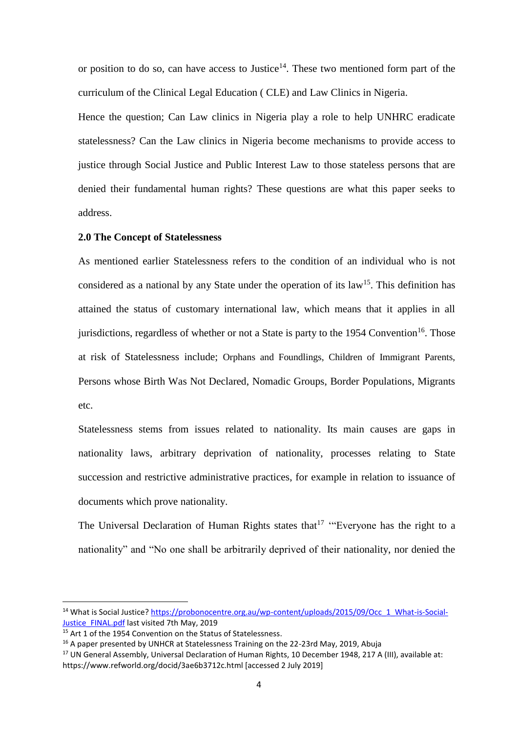or position to do so, can have access to Justice[14]. These two mentioned form part of the curriculum of the Clinical Legal Education ( CLE) and Law Clinics in Nigeria.

Hence the question; Can Law clinics in Nigeria play a role to help UNHRC eradicate statelessness? Can the Law clinics in Nigeria become mechanisms to provide access to justice through Social Justice and Public Interest Law to those stateless persons that are denied their fundamental human rights? These questions are what this paper seeks to address.

**2.0 The Concept of Statelessness**

As mentioned earlier Statelessness refers to the condition of an individual who is not considered as a national by any State under the operation of its law[15]. This definition has attained the status of customary international law, which means that it applies in all jurisdictions, regardless of whether or not a State is party to the 1954 Convention[16]. Those at risk of Statelessness include; Orphans and Foundlings, Children of Immigrant Parents, Persons whose Birth Was Not Declared, Nomadic Groups, Border Populations, Migrants etc.

Statelessness stems from issues related to nationality. Its main causes are gaps in nationality laws, arbitrary deprivation of nationality, processes relating to State succession and restrictive administrative practices, for example in relation to issuance of documents which prove nationality.

The Universal Declaration of Human Rights states that[17] '"Everyone has the right to a nationality" and "No one shall be arbitrarily deprived of their nationality, nor denied the

---

[14] What is Social Justice? https://probonocentre.org.au/wp-content/uploads/2015/09/Occ_1_What-is-Social-Justice_FINAL.pdf last visited 7th May, 2019

[15] Art 1 of the 1954 Convention on the Status of Statelessness.

[16] A paper presented by UNHCR at Statelessness Training on the 22-23rd May, 2019, Abuja

[17] UN General Assembly, Universal Declaration of Human Rights, 10 December 1948, 217 A (III), available at: https://www.refworld.org/docid/3ae6b3712c.html [accessed 2 July 2019]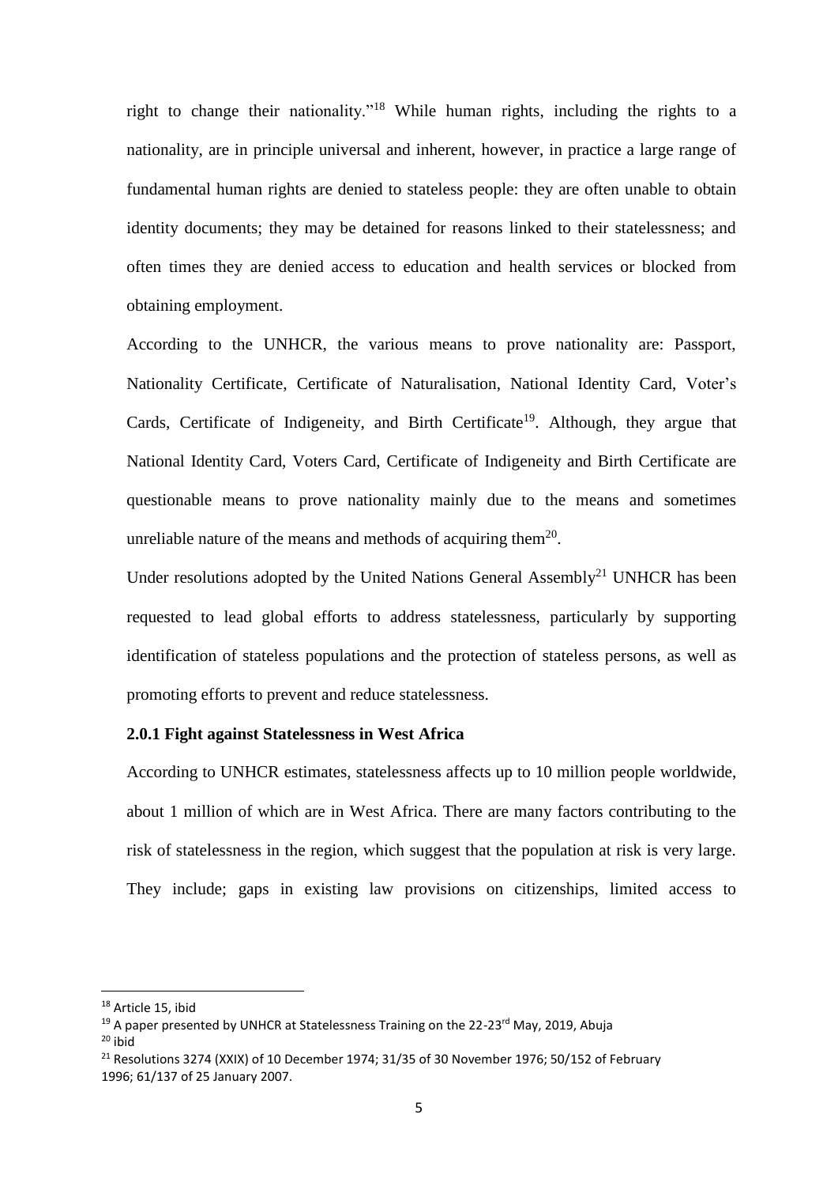right to change their nationality."[18] While human rights, including the rights to a nationality, are in principle universal and inherent, however, in practice a large range of fundamental human rights are denied to stateless people: they are often unable to obtain identity documents; they may be detained for reasons linked to their statelessness; and often times they are denied access to education and health services or blocked from obtaining employment.

According to the UNHCR, the various means to prove nationality are: Passport, Nationality Certificate, Certificate of Naturalisation, National Identity Card, Voter's Cards, Certificate of Indigeneity, and Birth Certificate[19]. Although, they argue that National Identity Card, Voters Card, Certificate of Indigeneity and Birth Certificate are questionable means to prove nationality mainly due to the means and sometimes unreliable nature of the means and methods of acquiring them[20].

Under resolutions adopted by the United Nations General Assembly[21] UNHCR has been requested to lead global efforts to address statelessness, particularly by supporting identification of stateless populations and the protection of stateless persons, as well as promoting efforts to prevent and reduce statelessness.

### 2.0.1 Fight against Statelessness in West Africa

According to UNHCR estimates, statelessness affects up to 10 million people worldwide, about 1 million of which are in West Africa. There are many factors contributing to the risk of statelessness in the region, which suggest that the population at risk is very large. They include; gaps in existing law provisions on citizenships, limited access to

---

[18] Article 15, ibid

[19] A paper presented by UNHCR at Statelessness Training on the 22-23rd May, 2019, Abuja

[20] ibid

[21] Resolutions 3274 (XXIX) of 10 December 1974; 31/35 of 30 November 1976; 50/152 of February 1996; 61/137 of 25 January 2007.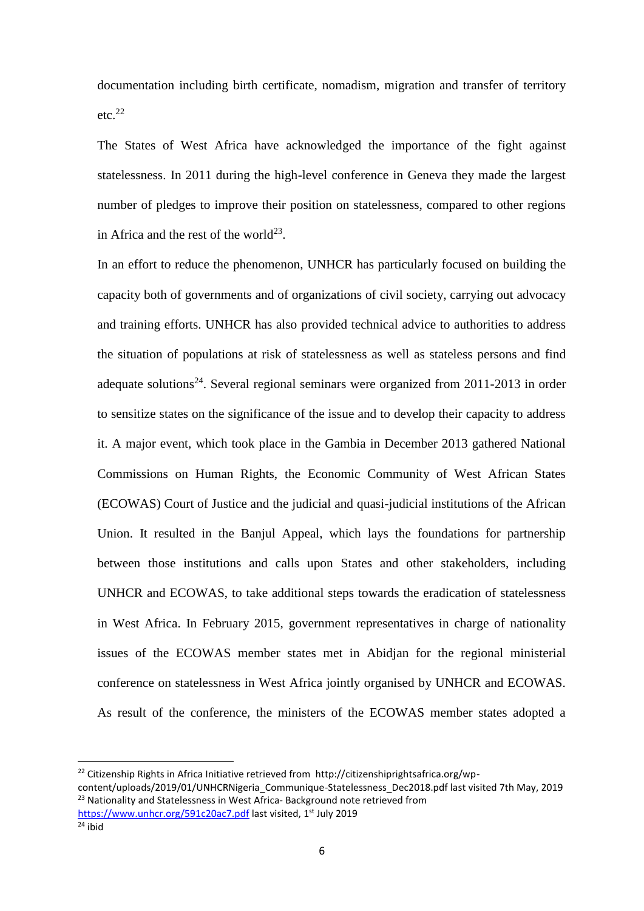documentation including birth certificate, nomadism, migration and transfer of territory etc.[22]

The States of West Africa have acknowledged the importance of the fight against statelessness. In 2011 during the high-level conference in Geneva they made the largest number of pledges to improve their position on statelessness, compared to other regions in Africa and the rest of the world[23].

In an effort to reduce the phenomenon, UNHCR has particularly focused on building the capacity both of governments and of organizations of civil society, carrying out advocacy and training efforts. UNHCR has also provided technical advice to authorities to address the situation of populations at risk of statelessness as well as stateless persons and find adequate solutions[24]. Several regional seminars were organized from 2011-2013 in order to sensitize states on the significance of the issue and to develop their capacity to address it. A major event, which took place in the Gambia in December 2013 gathered National Commissions on Human Rights, the Economic Community of West African States (ECOWAS) Court of Justice and the judicial and quasi-judicial institutions of the African Union. It resulted in the Banjul Appeal, which lays the foundations for partnership between those institutions and calls upon States and other stakeholders, including UNHCR and ECOWAS, to take additional steps towards the eradication of statelessness in West Africa. In February 2015, government representatives in charge of nationality issues of the ECOWAS member states met in Abidjan for the regional ministerial conference on statelessness in West Africa jointly organised by UNHCR and ECOWAS. As result of the conference, the ministers of the ECOWAS member states adopted a

---

[22] Citizenship Rights in Africa Initiative retrieved from http://citizenshiprightsafrica.org/wp-content/uploads/2019/01/UNHCRNigeria_Communique-Statelessness_Dec2018.pdf last visited 7th May, 2019

[23] Nationality and Statelessness in West Africa- Background note retrieved from https://www.unhcr.org/591c20ac7.pdf last visited, 1st July 2019

[24] ibid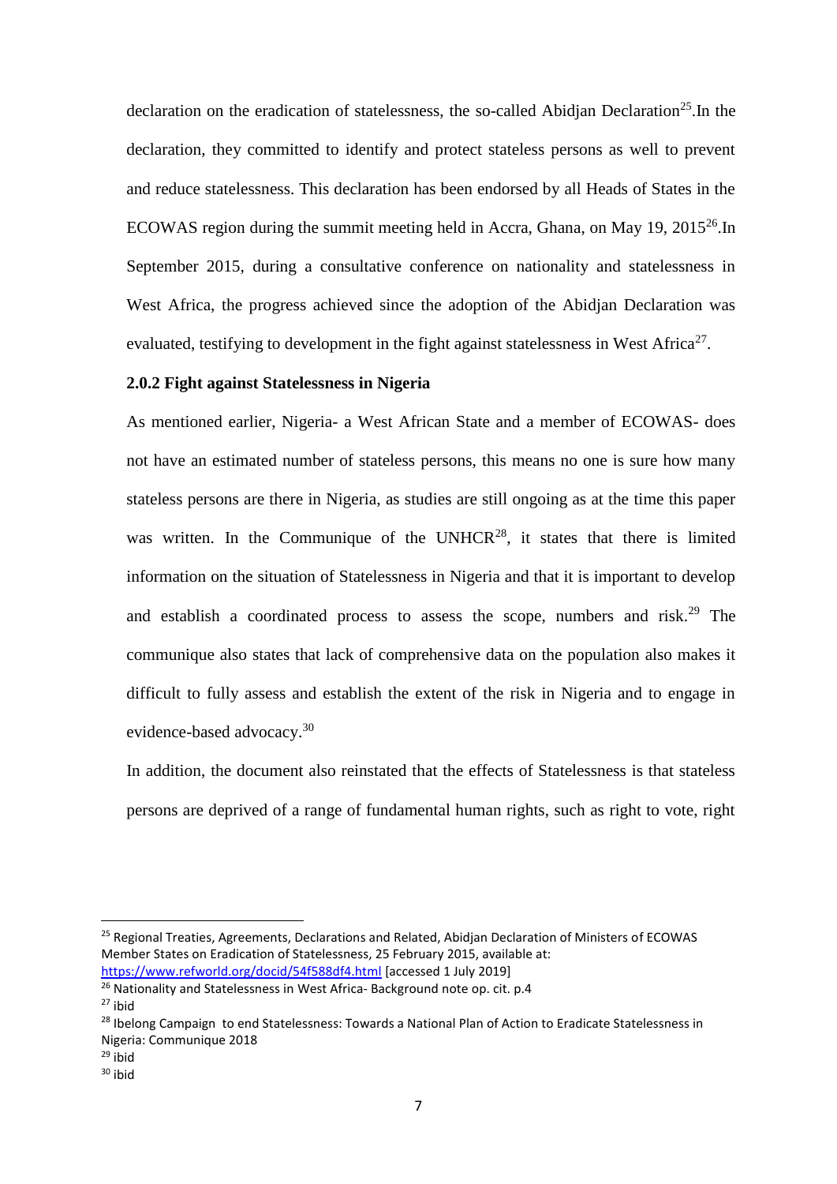declaration on the eradication of statelessness, the so-called Abidjan Declaration[25].In the declaration, they committed to identify and protect stateless persons as well to prevent and reduce statelessness. This declaration has been endorsed by all Heads of States in the ECOWAS region during the summit meeting held in Accra, Ghana, on May 19, 2015[26].In September 2015, during a consultative conference on nationality and statelessness in West Africa, the progress achieved since the adoption of the Abidjan Declaration was evaluated, testifying to development in the fight against statelessness in West Africa[27].

### 2.0.2 Fight against Statelessness in Nigeria

As mentioned earlier, Nigeria- a West African State and a member of ECOWAS- does not have an estimated number of stateless persons, this means no one is sure how many stateless persons are there in Nigeria, as studies are still ongoing as at the time this paper was written. In the Communique of the UNHCR[28], it states that there is limited information on the situation of Statelessness in Nigeria and that it is important to develop and establish a coordinated process to assess the scope, numbers and risk.[29] The communique also states that lack of comprehensive data on the population also makes it difficult to fully assess and establish the extent of the risk in Nigeria and to engage in evidence-based advocacy.[30]

In addition, the document also reinstated that the effects of Statelessness is that stateless persons are deprived of a range of fundamental human rights, such as right to vote, right

---

[25] Regional Treaties, Agreements, Declarations and Related, Abidjan Declaration of Ministers of ECOWAS Member States on Eradication of Statelessness, 25 February 2015, available at: https://www.refworld.org/docid/54f588df4.html [accessed 1 July 2019]

[26] Nationality and Statelessness in West Africa- Background note op. cit. p.4

[27] ibid

[28] Ibelong Campaign to end Statelessness: Towards a National Plan of Action to Eradicate Statelessness in Nigeria: Communique 2018

[29] ibid

[30] ibid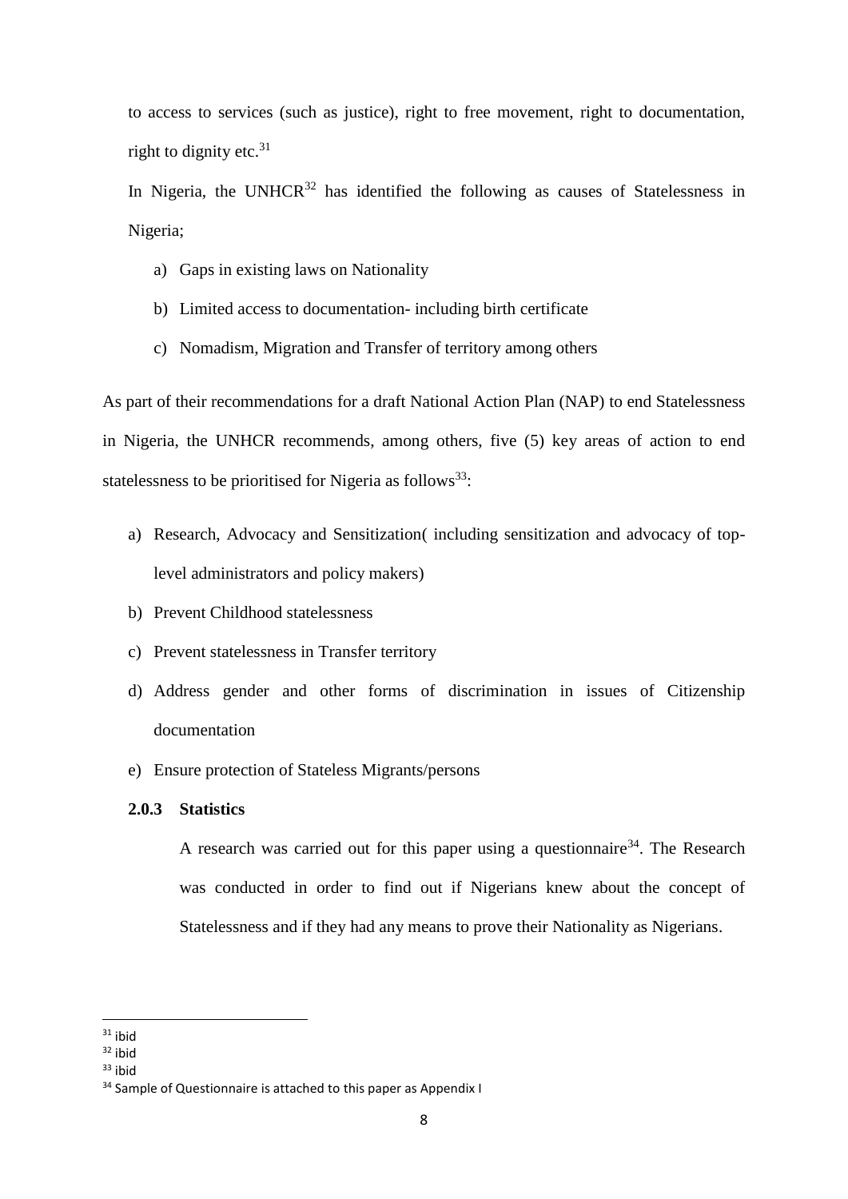to access to services (such as justice), right to free movement, right to documentation, right to dignity etc.[31]

In Nigeria, the UNHCR[32] has identified the following as causes of Statelessness in Nigeria;

a) Gaps in existing laws on Nationality
b) Limited access to documentation- including birth certificate
c) Nomadism, Migration and Transfer of territory among others

As part of their recommendations for a draft National Action Plan (NAP) to end Statelessness in Nigeria, the UNHCR recommends, among others, five (5) key areas of action to end statelessness to be prioritised for Nigeria as follows[33]:

a) Research, Advocacy and Sensitization( including sensitization and advocacy of top-level administrators and policy makers)
b) Prevent Childhood statelessness
c) Prevent statelessness in Transfer territory
d) Address gender and other forms of discrimination in issues of Citizenship documentation
e) Ensure protection of Stateless Migrants/persons

### 2.0.3 Statistics

A research was carried out for this paper using a questionnaire[34]. The Research was conducted in order to find out if Nigerians knew about the concept of Statelessness and if they had any means to prove their Nationality as Nigerians.

---

[31] ibid
[32] ibid
[33] ibid
[34] Sample of Questionnaire is attached to this paper as Appendix I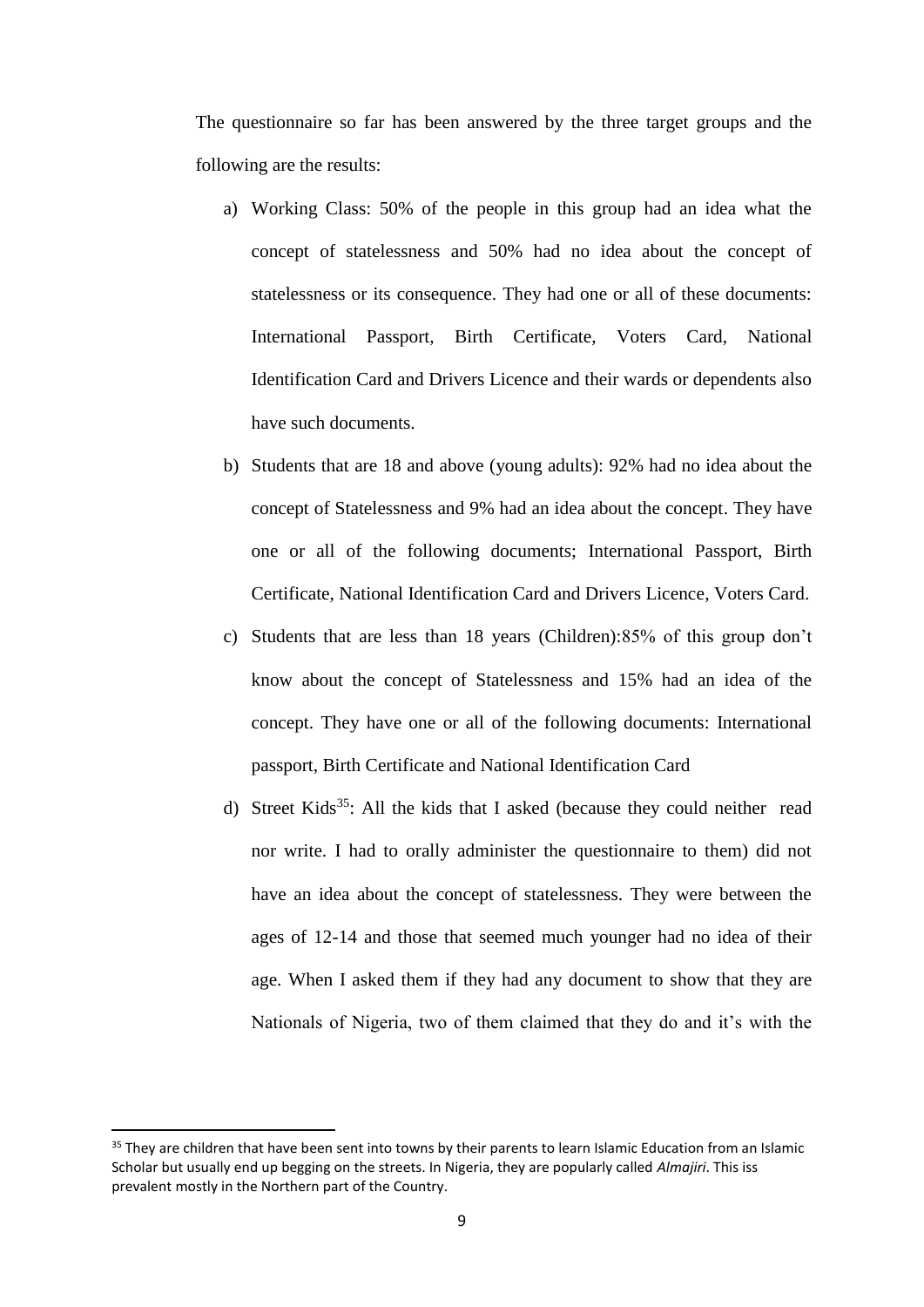The questionnaire so far has been answered by the three target groups and the following are the results:

a) Working Class: 50% of the people in this group had an idea what the concept of statelessness and 50% had no idea about the concept of statelessness or its consequence. They had one or all of these documents: International Passport, Birth Certificate, Voters Card, National Identification Card and Drivers Licence and their wards or dependents also have such documents.

b) Students that are 18 and above (young adults): 92% had no idea about the concept of Statelessness and 9% had an idea about the concept. They have one or all of the following documents; International Passport, Birth Certificate, National Identification Card and Drivers Licence, Voters Card.

c) Students that are less than 18 years (Children):85% of this group don't know about the concept of Statelessness and 15% had an idea of the concept. They have one or all of the following documents: International passport, Birth Certificate and National Identification Card

d) Street Kids[35]: All the kids that I asked (because they could neither read nor write. I had to orally administer the questionnaire to them) did not have an idea about the concept of statelessness. They were between the ages of 12-14 and those that seemed much younger had no idea of their age. When I asked them if they had any document to show that they are Nationals of Nigeria, two of them claimed that they do and it's with the

---

[35] They are children that have been sent into towns by their parents to learn Islamic Education from an Islamic Scholar but usually end up begging on the streets. In Nigeria, they are popularly called *Almajiri*. This iss prevalent mostly in the Northern part of the Country.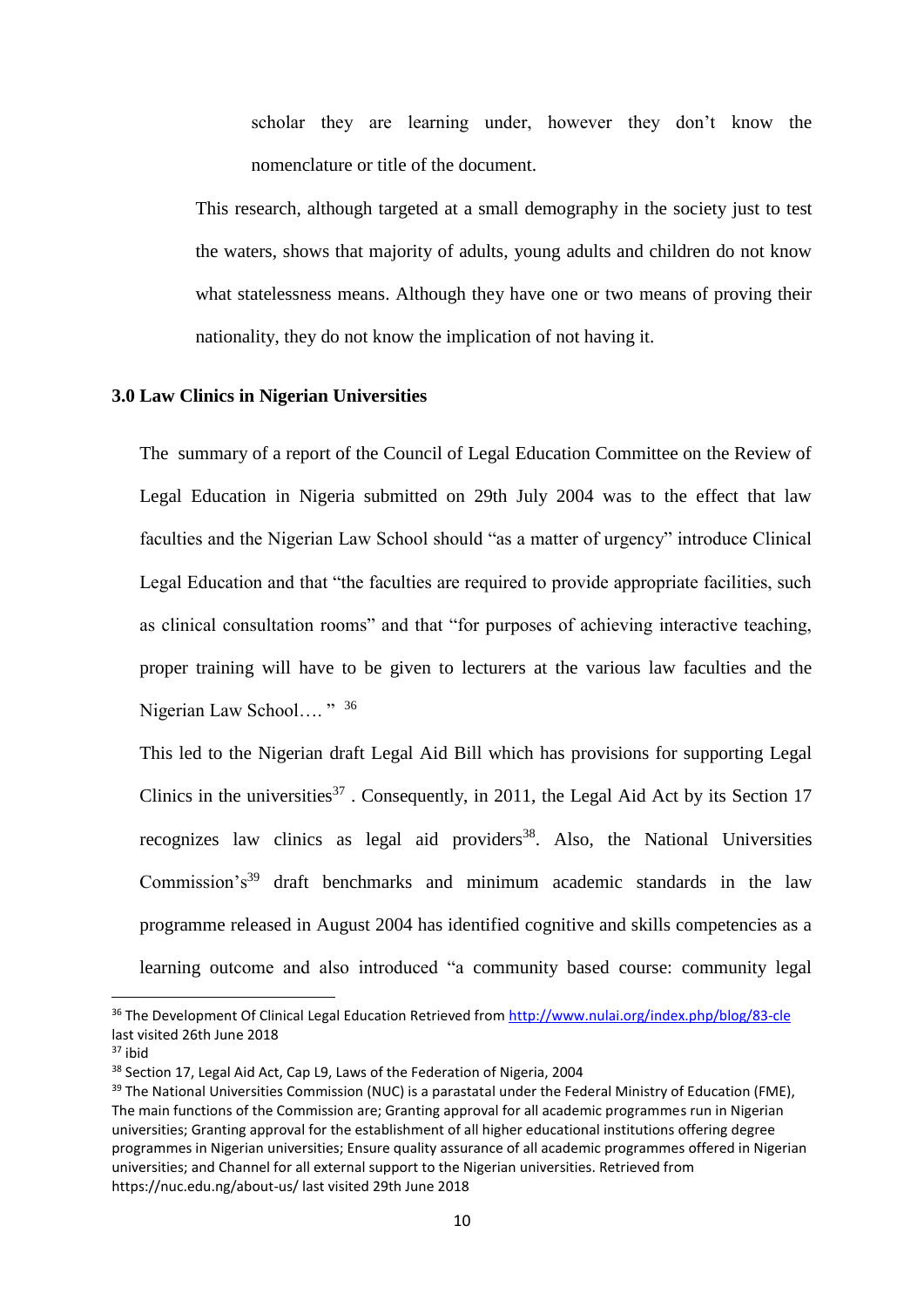scholar they are learning under, however they don't know the nomenclature or title of the document.

This research, although targeted at a small demography in the society just to test the waters, shows that majority of adults, young adults and children do not know what statelessness means. Although they have one or two means of proving their nationality, they do not know the implication of not having it.

### 3.0 Law Clinics in Nigerian Universities

The summary of a report of the Council of Legal Education Committee on the Review of Legal Education in Nigeria submitted on 29th July 2004 was to the effect that law faculties and the Nigerian Law School should "as a matter of urgency" introduce Clinical Legal Education and that "the faculties are required to provide appropriate facilities, such as clinical consultation rooms" and that "for purposes of achieving interactive teaching, proper training will have to be given to lecturers at the various law faculties and the Nigerian Law School…. " [36]

This led to the Nigerian draft Legal Aid Bill which has provisions for supporting Legal Clinics in the universities[37] . Consequently, in 2011, the Legal Aid Act by its Section 17 recognizes law clinics as legal aid providers[38]. Also, the National Universities Commission's[39] draft benchmarks and minimum academic standards in the law programme released in August 2004 has identified cognitive and skills competencies as a learning outcome and also introduced "a community based course: community legal

---

[36] The Development Of Clinical Legal Education Retrieved from http://www.nulai.org/index.php/blog/83-cle last visited 26th June 2018

[37] ibid

[38] Section 17, Legal Aid Act, Cap L9, Laws of the Federation of Nigeria, 2004

[39] The National Universities Commission (NUC) is a parastatal under the Federal Ministry of Education (FME), The main functions of the Commission are; Granting approval for all academic programmes run in Nigerian universities; Granting approval for the establishment of all higher educational institutions offering degree programmes in Nigerian universities; Ensure quality assurance of all academic programmes offered in Nigerian universities; and Channel for all external support to the Nigerian universities. Retrieved from https://nuc.edu.ng/about-us/ last visited 29th June 2018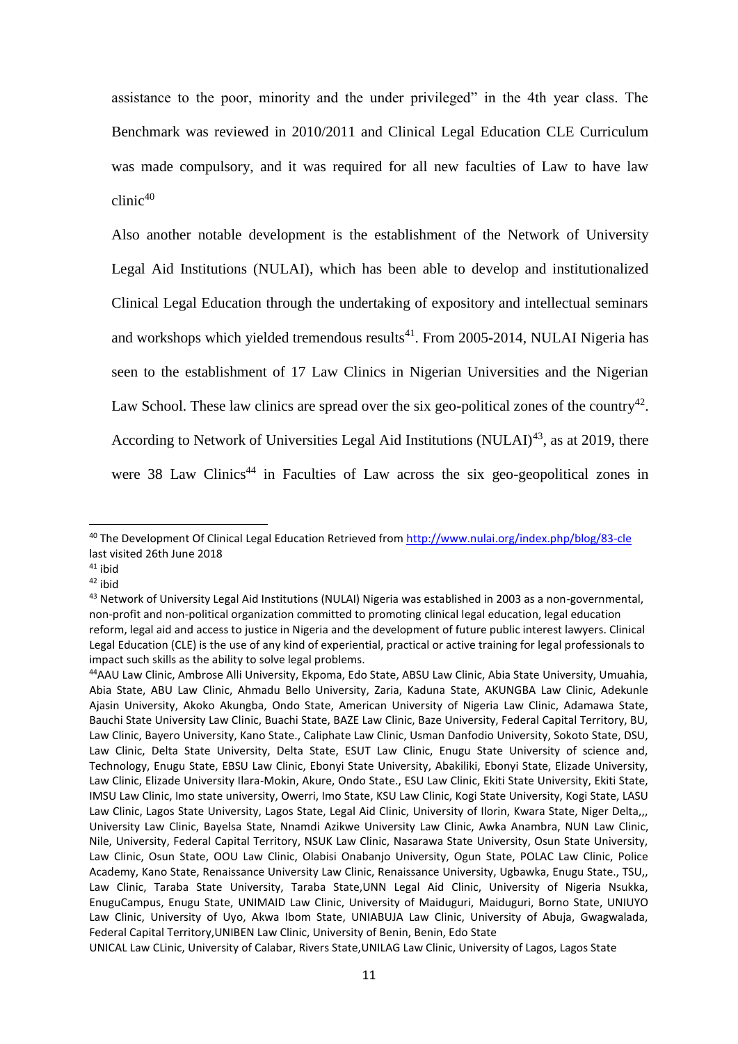assistance to the poor, minority and the under privileged" in the 4th year class. The Benchmark was reviewed in 2010/2011 and Clinical Legal Education CLE Curriculum was made compulsory, and it was required for all new faculties of Law to have law clinic[40]

Also another notable development is the establishment of the Network of University Legal Aid Institutions (NULAI), which has been able to develop and institutionalized Clinical Legal Education through the undertaking of expository and intellectual seminars and workshops which yielded tremendous results[41]. From 2005-2014, NULAI Nigeria has seen to the establishment of 17 Law Clinics in Nigerian Universities and the Nigerian Law School. These law clinics are spread over the six geo-political zones of the country[42]. According to Network of Universities Legal Aid Institutions (NULAI)[43], as at 2019, there were 38 Law Clinics[44] in Faculties of Law across the six geo-geopolitical zones in

---

[40] The Development Of Clinical Legal Education Retrieved from http://www.nulai.org/index.php/blog/83-cle last visited 26th June 2018

[41] ibid

[42] ibid

[43] Network of University Legal Aid Institutions (NULAI) Nigeria was established in 2003 as a non-governmental, non-profit and non-political organization committed to promoting clinical legal education, legal education reform, legal aid and access to justice in Nigeria and the development of future public interest lawyers. Clinical Legal Education (CLE) is the use of any kind of experiential, practical or active training for legal professionals to impact such skills as the ability to solve legal problems.

[44]AAU Law Clinic, Ambrose Alli University, Ekpoma, Edo State, ABSU Law Clinic, Abia State University, Umuahia, Abia State, ABU Law Clinic, Ahmadu Bello University, Zaria, Kaduna State, AKUNGBA Law Clinic, Adekunle Ajasin University, Akoko Akungba, Ondo State, American University of Nigeria Law Clinic, Adamawa State, Bauchi State University Law Clinic, Buachi State, BAZE Law Clinic, Baze University, Federal Capital Territory, BU, Law Clinic, Bayero University, Kano State., Caliphate Law Clinic, Usman Danfodio University, Sokoto State, DSU, Law Clinic, Delta State University, Delta State, ESUT Law Clinic, Enugu State University of science and, Technology, Enugu State, EBSU Law Clinic, Ebonyi State University, Abakiliki, Ebonyi State, Elizade University, Law Clinic, Elizade University Ilara-Mokin, Akure, Ondo State., ESU Law Clinic, Ekiti State University, Ekiti State, IMSU Law Clinic, Imo state university, Owerri, Imo State, KSU Law Clinic, Kogi State University, Kogi State, LASU Law Clinic, Lagos State University, Lagos State, Legal Aid Clinic, University of Ilorin, Kwara State, Niger Delta,,, University Law Clinic, Bayelsa State, Nnamdi Azikwe University Law Clinic, Awka Anambra, NUN Law Clinic, Nile, University, Federal Capital Territory, NSUK Law Clinic, Nasarawa State University, Osun State University, Law Clinic, Osun State, OOU Law Clinic, Olabisi Onabanjo University, Ogun State, POLAC Law Clinic, Police Academy, Kano State, Renaissance University Law Clinic, Renaissance University, Ugbawka, Enugu State., TSU,, Law Clinic, Taraba State University, Taraba State,UNN Legal Aid Clinic, University of Nigeria Nsukka, EnuguCampus, Enugu State, UNIMAID Law Clinic, University of Maiduguri, Maiduguri, Borno State, UNIUYO Law Clinic, University of Uyo, Akwa Ibom State, UNIABUJA Law Clinic, University of Abuja, Gwagwalada, Federal Capital Territory,UNIBEN Law Clinic, University of Benin, Benin, Edo State

UNICAL Law CLinic, University of Calabar, Rivers State,UNILAG Law Clinic, University of Lagos, Lagos State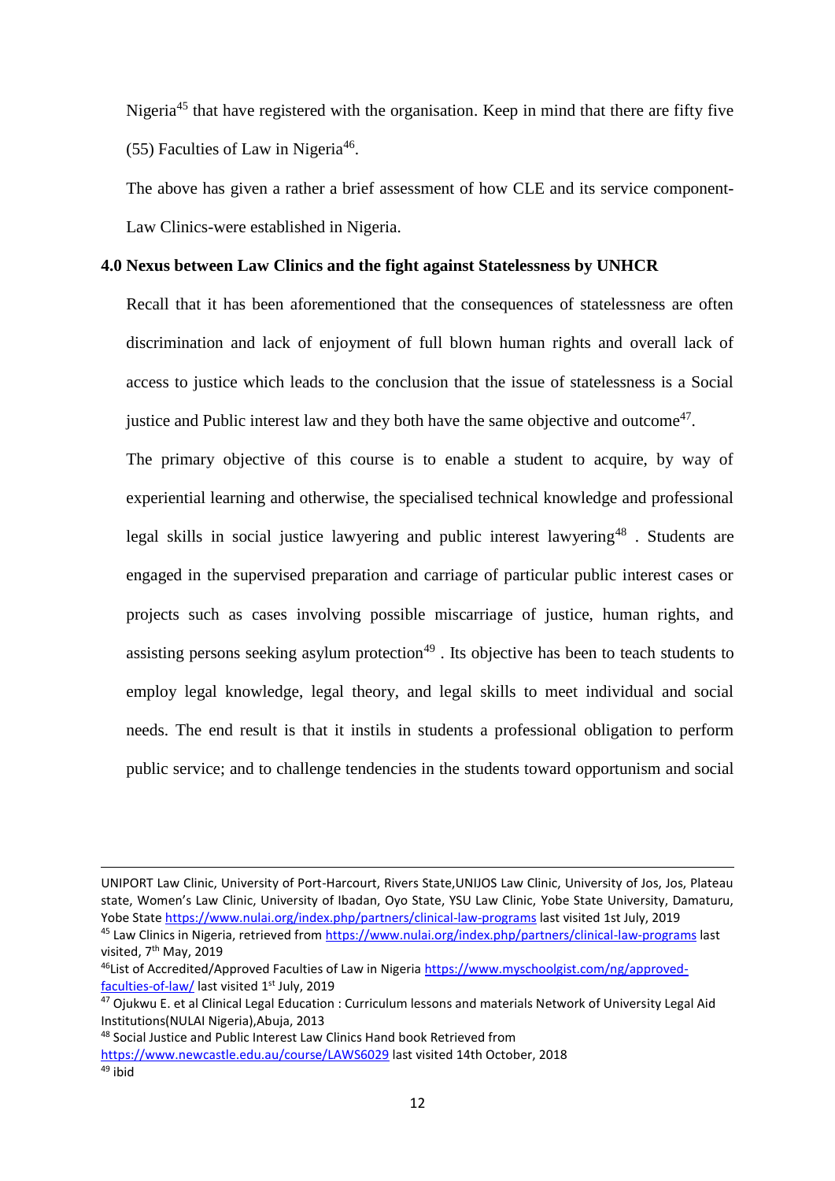Nigeria[45] that have registered with the organisation. Keep in mind that there are fifty five (55) Faculties of Law in Nigeria[46].

The above has given a rather a brief assessment of how CLE and its service component- Law Clinics-were established in Nigeria.

## 4.0 Nexus between Law Clinics and the fight against Statelessness by UNHCR

Recall that it has been aforementioned that the consequences of statelessness are often discrimination and lack of enjoyment of full blown human rights and overall lack of access to justice which leads to the conclusion that the issue of statelessness is a Social justice and Public interest law and they both have the same objective and outcome[47].

The primary objective of this course is to enable a student to acquire, by way of experiential learning and otherwise, the specialised technical knowledge and professional legal skills in social justice lawyering and public interest lawyering[48] . Students are engaged in the supervised preparation and carriage of particular public interest cases or projects such as cases involving possible miscarriage of justice, human rights, and assisting persons seeking asylum protection[49] . Its objective has been to teach students to employ legal knowledge, legal theory, and legal skills to meet individual and social needs. The end result is that it instils in students a professional obligation to perform public service; and to challenge tendencies in the students toward opportunism and social

---

UNIPORT Law Clinic, University of Port-Harcourt, Rivers State,UNIJOS Law Clinic, University of Jos, Jos, Plateau state, Women's Law Clinic, University of Ibadan, Oyo State, YSU Law Clinic, Yobe State University, Damaturu, Yobe State https://www.nulai.org/index.php/partners/clinical-law-programs last visited 1st July, 2019

[45] Law Clinics in Nigeria, retrieved from https://www.nulai.org/index.php/partners/clinical-law-programs last visited, 7th May, 2019

[46] List of Accredited/Approved Faculties of Law in Nigeria https://www.myschoolgist.com/ng/approved-faculties-of-law/ last visited 1st July, 2019

[47] Ojukwu E. et al Clinical Legal Education : Curriculum lessons and materials Network of University Legal Aid Institutions(NULAI Nigeria),Abuja, 2013

[48] Social Justice and Public Interest Law Clinics Hand book Retrieved from https://www.newcastle.edu.au/course/LAWS6029 last visited 14th October, 2018

[49] ibid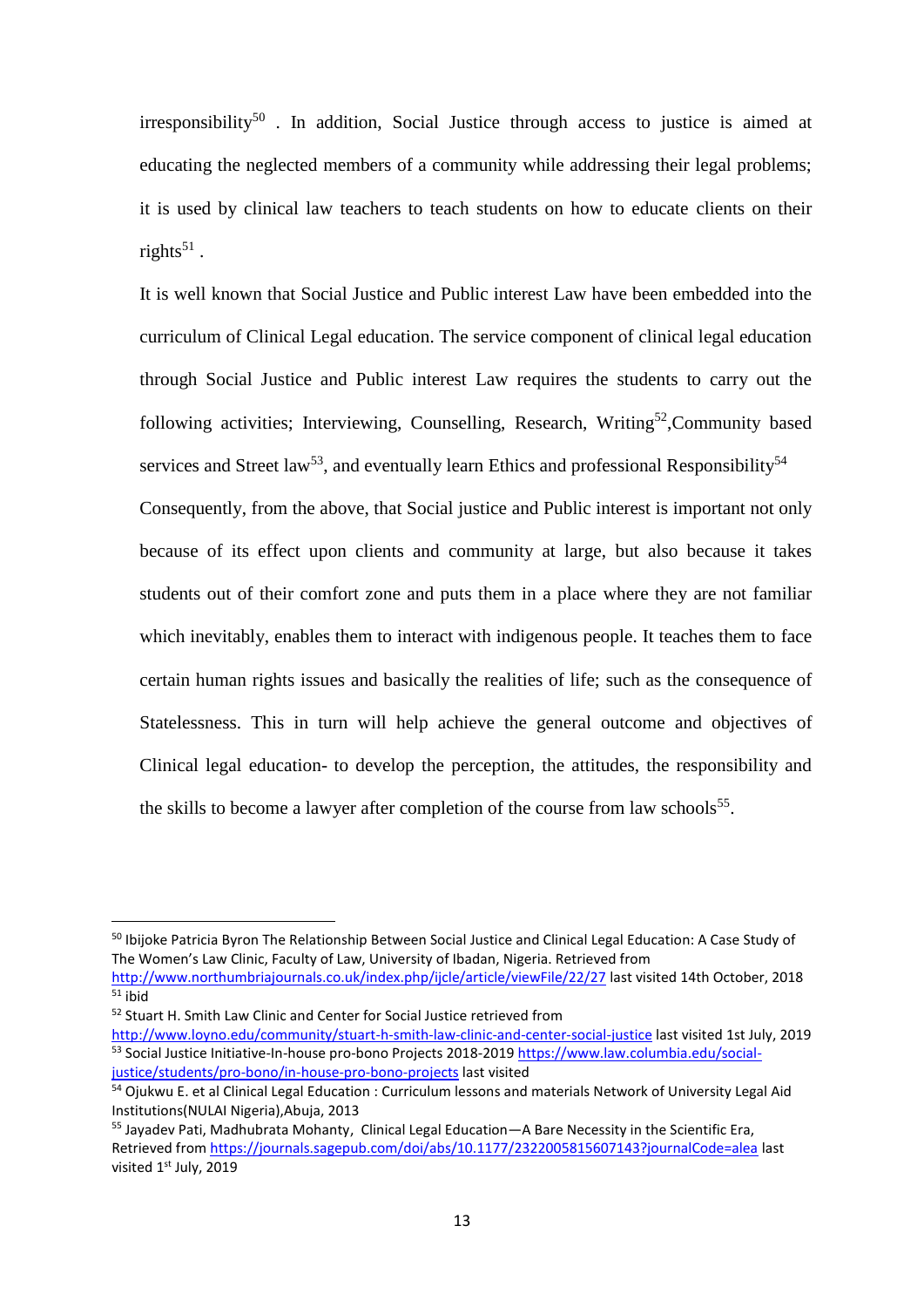irresponsibility[50] . In addition, Social Justice through access to justice is aimed at educating the neglected members of a community while addressing their legal problems; it is used by clinical law teachers to teach students on how to educate clients on their rights[51] .

It is well known that Social Justice and Public interest Law have been embedded into the curriculum of Clinical Legal education. The service component of clinical legal education through Social Justice and Public interest Law requires the students to carry out the following activities; Interviewing, Counselling, Research, Writing[52],Community based services and Street law[53], and eventually learn Ethics and professional Responsibility[54]

Consequently, from the above, that Social justice and Public interest is important not only because of its effect upon clients and community at large, but also because it takes students out of their comfort zone and puts them in a place where they are not familiar which inevitably, enables them to interact with indigenous people. It teaches them to face certain human rights issues and basically the realities of life; such as the consequence of Statelessness. This in turn will help achieve the general outcome and objectives of Clinical legal education- to develop the perception, the attitudes, the responsibility and the skills to become a lawyer after completion of the course from law schools[55].

---

[50] Ibijoke Patricia Byron The Relationship Between Social Justice and Clinical Legal Education: A Case Study of The Women's Law Clinic, Faculty of Law, University of Ibadan, Nigeria. Retrieved from http://www.northumbriajournals.co.uk/index.php/ijcle/article/viewFile/22/27 last visited 14th October, 2018

[51] ibid

[52] Stuart H. Smith Law Clinic and Center for Social Justice retrieved from http://www.loyno.edu/community/stuart-h-smith-law-clinic-and-center-social-justice last visited 1st July, 2019

[53] Social Justice Initiative-In-house pro-bono Projects 2018-2019 https://www.law.columbia.edu/social-justice/students/pro-bono/in-house-pro-bono-projects last visited

[54] Ojukwu E. et al Clinical Legal Education : Curriculum lessons and materials Network of University Legal Aid Institutions(NULAI Nigeria),Abuja, 2013

[55] Jayadev Pati, Madhubrata Mohanty, Clinical Legal Education—A Bare Necessity in the Scientific Era, Retrieved from https://journals.sagepub.com/doi/abs/10.1177/2322005815607143?journalCode=alea last visited 1st July, 2019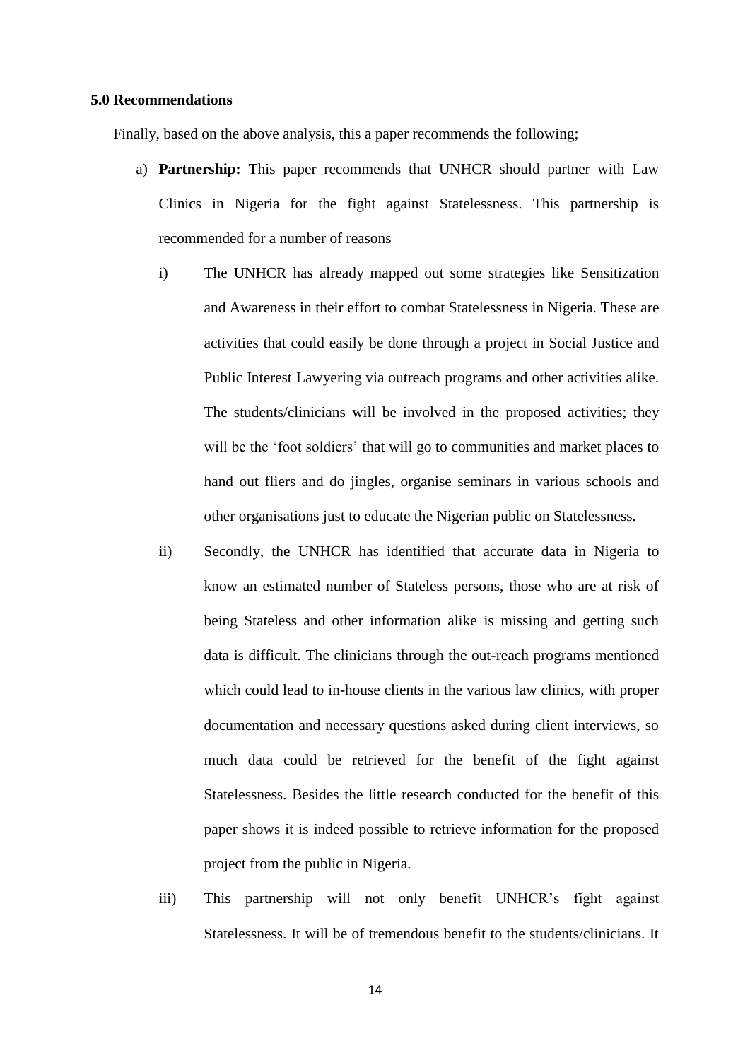## 5.0 Recommendations

Finally, based on the above analysis, this a paper recommends the following;

a) **Partnership:** This paper recommends that UNHCR should partner with Law Clinics in Nigeria for the fight against Statelessness. This partnership is recommended for a number of reasons

   i) The UNHCR has already mapped out some strategies like Sensitization and Awareness in their effort to combat Statelessness in Nigeria. These are activities that could easily be done through a project in Social Justice and Public Interest Lawyering via outreach programs and other activities alike. The students/clinicians will be involved in the proposed activities; they will be the 'foot soldiers' that will go to communities and market places to hand out fliers and do jingles, organise seminars in various schools and other organisations just to educate the Nigerian public on Statelessness.

   ii) Secondly, the UNHCR has identified that accurate data in Nigeria to know an estimated number of Stateless persons, those who are at risk of being Stateless and other information alike is missing and getting such data is difficult. The clinicians through the out-reach programs mentioned which could lead to in-house clients in the various law clinics, with proper documentation and necessary questions asked during client interviews, so much data could be retrieved for the benefit of the fight against Statelessness. Besides the little research conducted for the benefit of this paper shows it is indeed possible to retrieve information for the proposed project from the public in Nigeria.

   iii) This partnership will not only benefit UNHCR's fight against Statelessness. It will be of tremendous benefit to the students/clinicians. It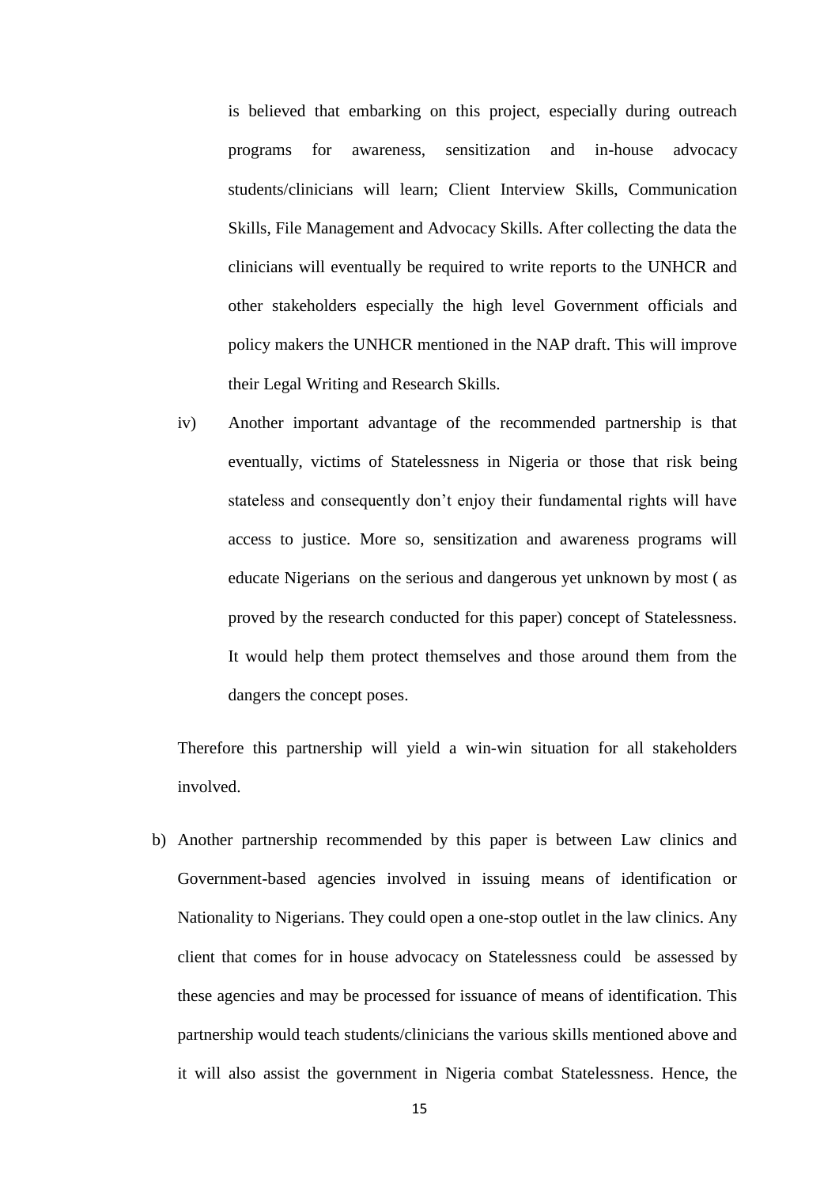is believed that embarking on this project, especially during outreach programs for awareness, sensitization and in-house advocacy students/clinicians will learn; Client Interview Skills, Communication Skills, File Management and Advocacy Skills. After collecting the data the clinicians will eventually be required to write reports to the UNHCR and other stakeholders especially the high level Government officials and policy makers the UNHCR mentioned in the NAP draft. This will improve their Legal Writing and Research Skills.

iv) Another important advantage of the recommended partnership is that eventually, victims of Statelessness in Nigeria or those that risk being stateless and consequently don't enjoy their fundamental rights will have access to justice. More so, sensitization and awareness programs will educate Nigerians on the serious and dangerous yet unknown by most ( as proved by the research conducted for this paper) concept of Statelessness. It would help them protect themselves and those around them from the dangers the concept poses.

Therefore this partnership will yield a win-win situation for all stakeholders involved.

b) Another partnership recommended by this paper is between Law clinics and Government-based agencies involved in issuing means of identification or Nationality to Nigerians. They could open a one-stop outlet in the law clinics. Any client that comes for in house advocacy on Statelessness could be assessed by these agencies and may be processed for issuance of means of identification. This partnership would teach students/clinicians the various skills mentioned above and it will also assist the government in Nigeria combat Statelessness. Hence, the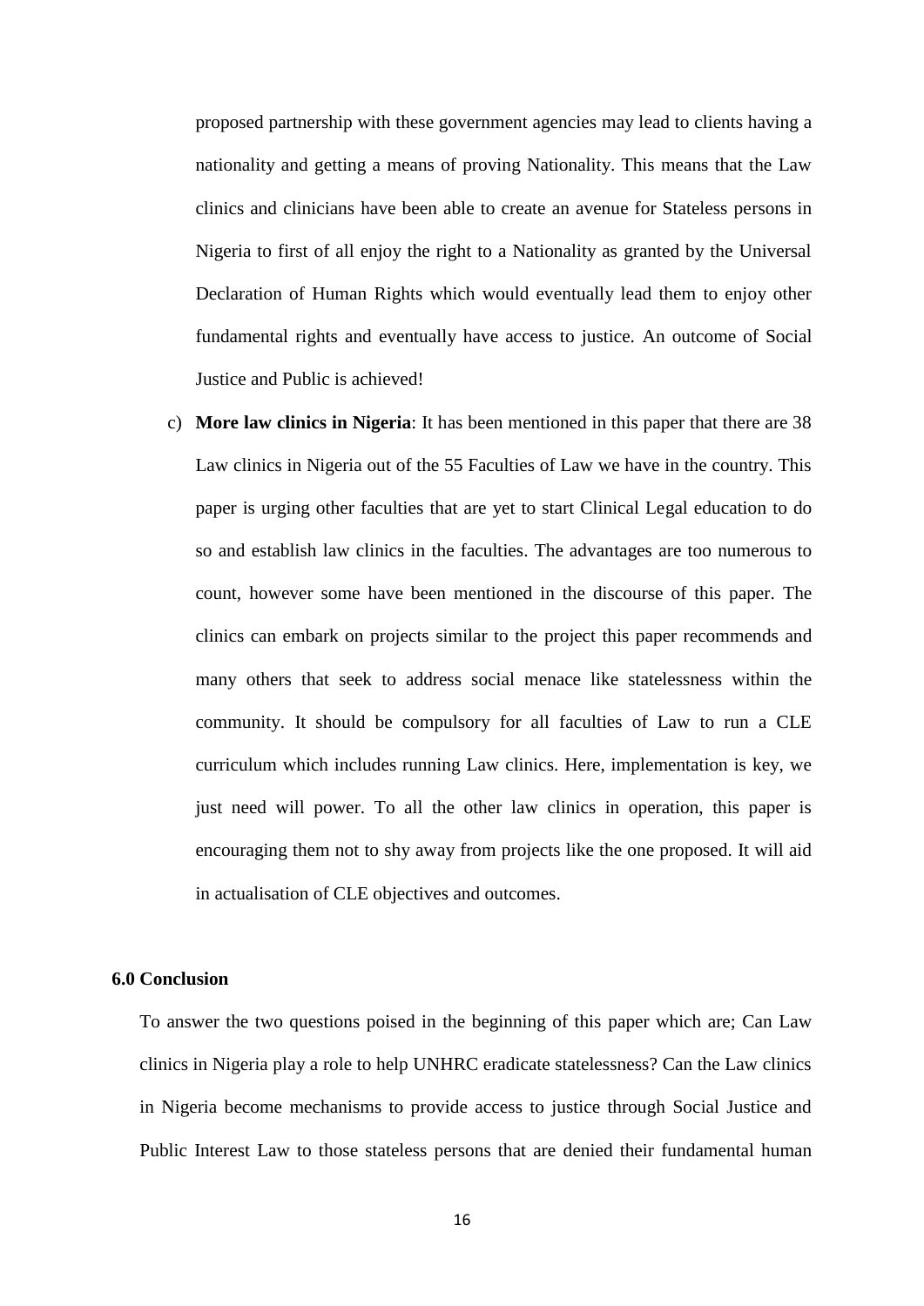proposed partnership with these government agencies may lead to clients having a nationality and getting a means of proving Nationality. This means that the Law clinics and clinicians have been able to create an avenue for Stateless persons in Nigeria to first of all enjoy the right to a Nationality as granted by the Universal Declaration of Human Rights which would eventually lead them to enjoy other fundamental rights and eventually have access to justice. An outcome of Social Justice and Public is achieved!

c) **More law clinics in Nigeria**: It has been mentioned in this paper that there are 38 Law clinics in Nigeria out of the 55 Faculties of Law we have in the country. This paper is urging other faculties that are yet to start Clinical Legal education to do so and establish law clinics in the faculties. The advantages are too numerous to count, however some have been mentioned in the discourse of this paper. The clinics can embark on projects similar to the project this paper recommends and many others that seek to address social menace like statelessness within the community. It should be compulsory for all faculties of Law to run a CLE curriculum which includes running Law clinics. Here, implementation is key, we just need will power. To all the other law clinics in operation, this paper is encouraging them not to shy away from projects like the one proposed. It will aid in actualisation of CLE objectives and outcomes.

## 6.0 Conclusion

To answer the two questions poised in the beginning of this paper which are; Can Law clinics in Nigeria play a role to help UNHRC eradicate statelessness? Can the Law clinics in Nigeria become mechanisms to provide access to justice through Social Justice and Public Interest Law to those stateless persons that are denied their fundamental human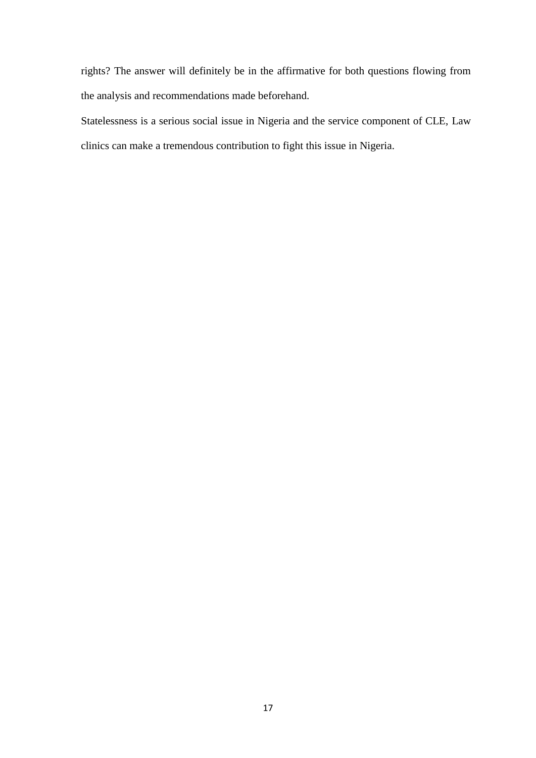rights? The answer will definitely be in the affirmative for both questions flowing from the analysis and recommendations made beforehand.

Statelessness is a serious social issue in Nigeria and the service component of CLE, Law clinics can make a tremendous contribution to fight this issue in Nigeria.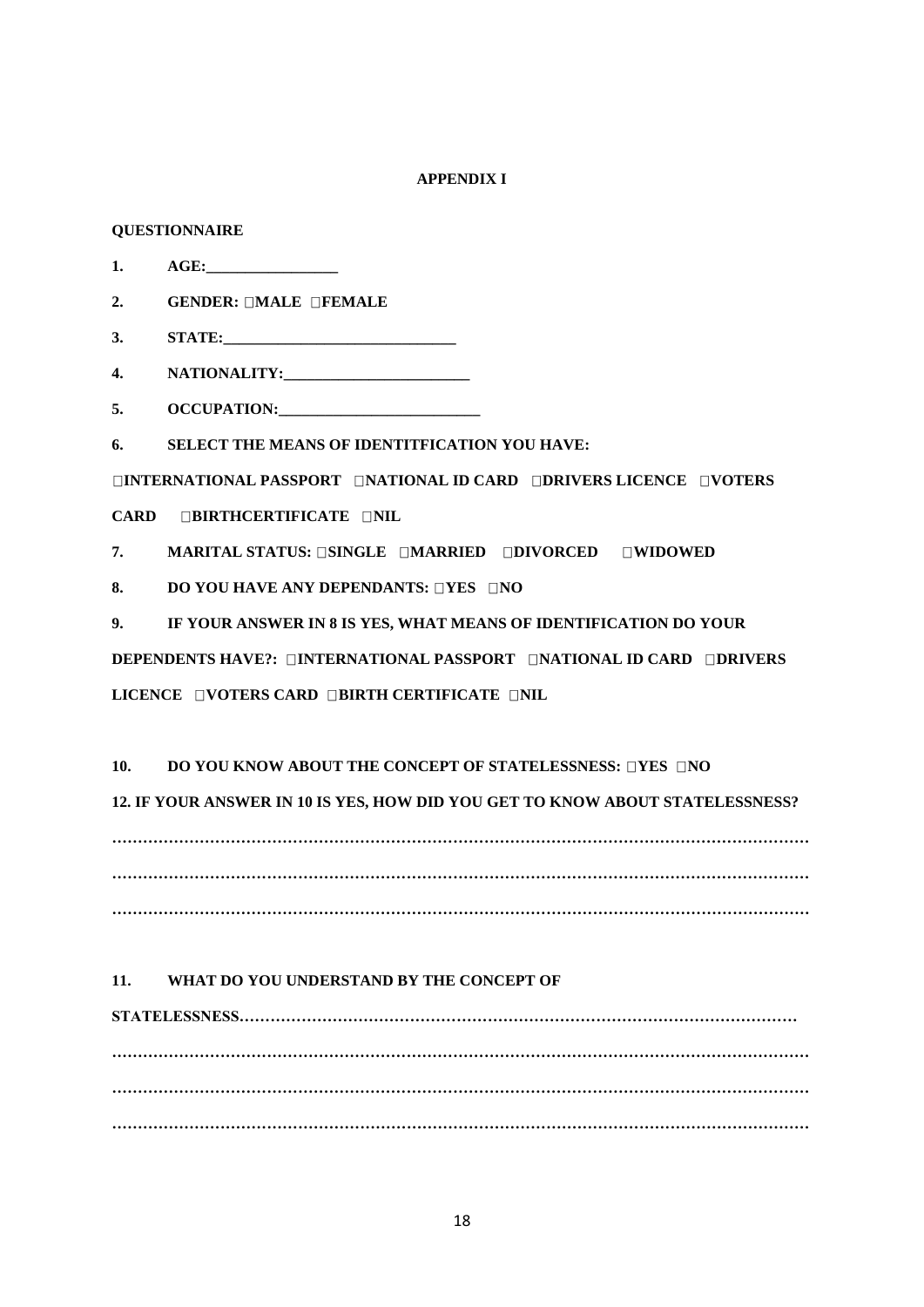**APPENDIX I**

**QUESTIONNAIRE**

1. **AGE:\_\_\_\_\_\_\_\_\_\_\_\_\_\_\_\_\_\_**

2. **GENDER: □MALE □FEMALE**

3. **STATE:\_\_\_\_\_\_\_\_\_\_\_\_\_\_\_\_\_\_\_\_\_\_\_\_\_\_\_\_\_\_\_**

4. **NATIONALITY:\_\_\_\_\_\_\_\_\_\_\_\_\_\_\_\_\_\_\_\_\_\_\_\_\_**

5. **OCCUPATION:\_\_\_\_\_\_\_\_\_\_\_\_\_\_\_\_\_\_\_\_\_\_\_\_\_\_\_**

6. **SELECT THE MEANS OF IDENTITFICATION YOU HAVE:**

**□INTERNATIONAL PASSPORT □NATIONAL ID CARD □DRIVERS LICENCE □VOTERS CARD □BIRTHCERTIFICATE □NIL**

7. **MARITAL STATUS: □SINGLE □MARRIED □DIVORCED □WIDOWED**

8. **DO YOU HAVE ANY DEPENDANTS: □YES □NO**

9. **IF YOUR ANSWER IN 8 IS YES, WHAT MEANS OF IDENTIFICATION DO YOUR DEPENDENTS HAVE?: □INTERNATIONAL PASSPORT □NATIONAL ID CARD □DRIVERS LICENCE □VOTERS CARD □BIRTH CERTIFICATE □NIL**

10. **DO YOU KNOW ABOUT THE CONCEPT OF STATELESSNESS: □YES □NO**

**12. IF YOUR ANSWER IN 10 IS YES, HOW DID YOU GET TO KNOW ABOUT STATELESSNESS?**

**……………………………………………………………………………………………………………**

**……………………………………………………………………………………………………………**

**……………………………………………………………………………………………………………**

11. **WHAT DO YOU UNDERSTAND BY THE CONCEPT OF STATELESSNESS…………………………………………………………………………………………**

**……………………………………………………………………………………………………………**

**……………………………………………………………………………………………………………**

**……………………………………………………………………………………………………………**